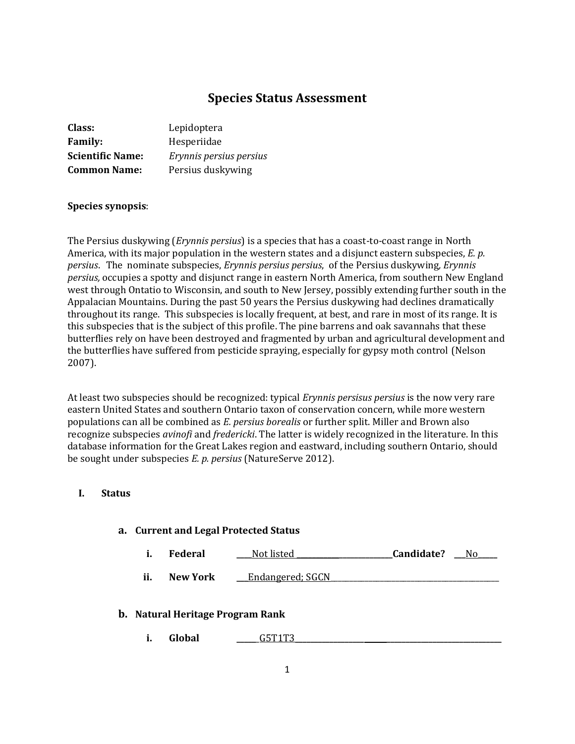# Species Status Assessment

**Class:** Lepidoptera
**Family:** Hesperiidae
**Scientific Name:** *Erynnis persius persius*
**Common Name:** Persius duskywing

**Species synopsis**:

The Persius duskywing (*Erynnis persius*) is a species that has a coast-to-coast range in North America, with its major population in the western states and a disjunct eastern subspecies, *E. p. persius*. The nominate subspecies, *Erynnis persius persius*, of the Persius duskywing*, Erynnis persius,* occupies a spotty and disjunct range in eastern North America, from southern New England west through Ontatio to Wisconsin, and south to New Jersey, possibly extending further south in the Appalacian Mountains. During the past 50 years the Persius duskywing had declines dramatically throughout its range. This subspecies is locally frequent, at best, and rare in most of its range. It is this subspecies that is the subject of this profile. The pine barrens and oak savannahs that these butterflies rely on have been destroyed and fragmented by urban and agricultural development and the butterflies have suffered from pesticide spraying, especially for gypsy moth control (Nelson 2007).

At least two subspecies should be recognized: typical *Erynnis persisus persius* is the now very rare eastern United States and southern Ontario taxon of conservation concern, while more western populations can all be combined as *E. persius borealis* or further split. Miller and Brown also recognize subspecies *avinofi* and *fredericki*. The latter is widely recognized in the literature. In this database information for the Great Lakes region and eastward, including southern Ontario, should be sought under subspecies *E. p. persius* (NatureServe 2012).

## I. Status

### a. Current and Legal Protected Status

i. **Federal** \_\_\_\_Not listed \_\_\_\_\_\_\_\_\_\_\_\_ **Candidate?** \_\_\_No\_\_\_\_\_

ii. **New York** \_\_\_Endangered; SGCN\_\_\_\_\_\_\_\_\_\_\_\_\_\_\_\_\_\_\_\_

### b. Natural Heritage Program Rank

i. **Global** \_\_\_\_\_\_G5T1T3\_\_\_\_\_\_\_\_\_\_\_\_\_\_\_\_\_\_\_\_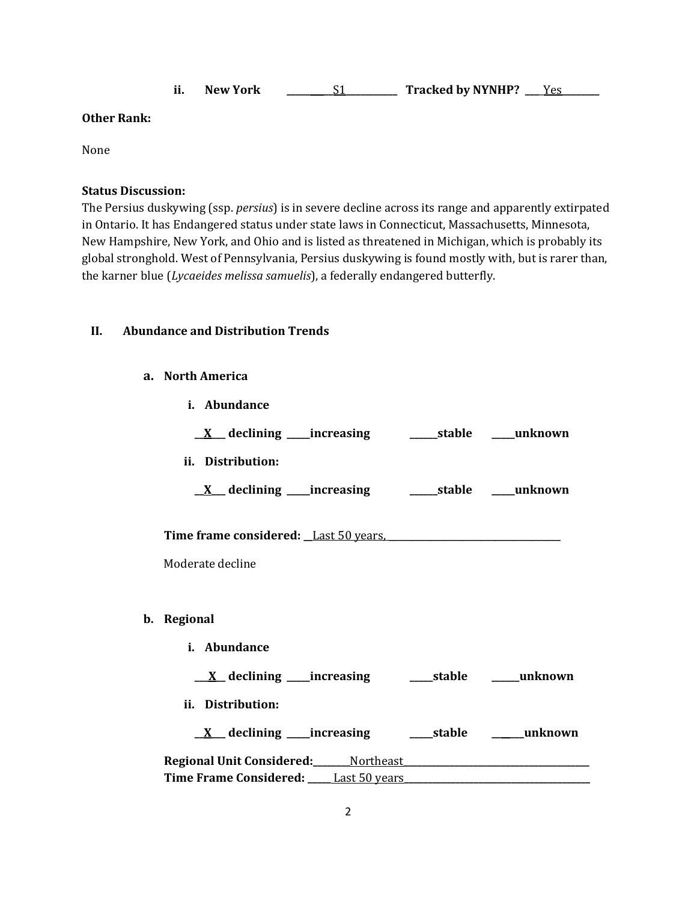**ii. New York** \_\_\_\_\_\_\_\_\_\_S1\_\_\_\_\_\_\_\_\_\_\_\_ **Tracked by NYNHP?** \_\_\_\_Yes\_\_\_\_\_\_\_\_\_

**Other Rank:**

None

**Status Discussion:**

The Persius duskywing (ssp. *persius*) is in severe decline across its range and apparently extirpated in Ontario. It has Endangered status under state laws in Connecticut, Massachusetts, Minnesota, New Hampshire, New York, and Ohio and is listed as threatened in Michigan, which is probably its global stronghold. West of Pennsylvania, Persius duskywing is found mostly with, but is rarer than, the karner blue (*Lycaeides melissa samuelis*), a federally endangered butterfly.

## II. Abundance and Distribution Trends

### a. North America

**i. Abundance**

\_\_X\_\_ **declining** \_\_\_\_\_**increasing** \_\_\_\_\_\_**stable** \_\_\_\_\_**unknown**

**ii. Distribution:**

\_\_X\_\_ **declining** \_\_\_\_\_**increasing** \_\_\_\_\_\_**stable** \_\_\_\_\_**unknown**

**Time frame considered:** \_\_Last 50 years, \_\_\_\_\_\_\_\_\_\_\_\_\_\_\_\_\_\_\_\_\_\_\_\_\_\_\_\_\_\_\_\_\_\_\_\_\_

Moderate decline

### b. Regional

**i. Abundance**

\_\_X\_\_ **declining** \_\_\_\_\_**increasing** \_\_\_\_\_**stable** \_\_\_\_\_\_**unknown**

**ii. Distribution:**

\_\_X\_\_ **declining** \_\_\_\_\_**increasing** \_\_\_\_\_**stable** \_\_\_\_\_\_**unknown**

**Regional Unit Considered:**\_\_\_\_\_\_\_\_Northeast\_\_\_\_\_\_\_\_\_\_\_\_\_\_\_\_\_\_\_\_\_\_\_\_\_\_\_\_\_\_\_\_\_\_\_\_\_\_\_\_\_

**Time Frame Considered:** \_\_\_\_\_Last 50 years\_\_\_\_\_\_\_\_\_\_\_\_\_\_\_\_\_\_\_\_\_\_\_\_\_\_\_\_\_\_\_\_\_\_\_\_\_\_\_\_\_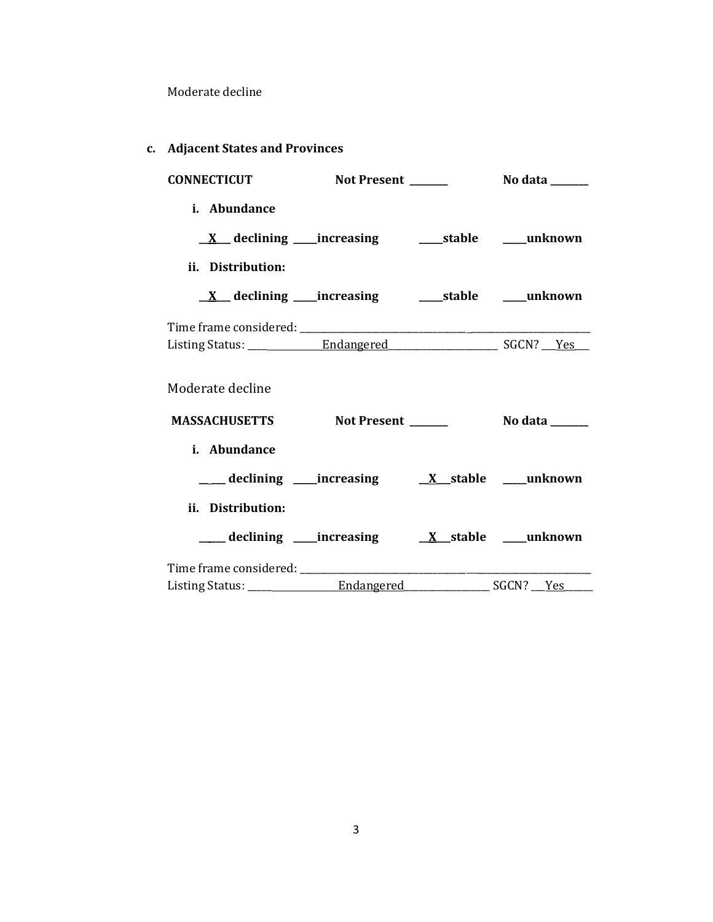Moderate decline

**c. Adjacent States and Provinces**

**CONNECTICUT** **Not Present _______** **No data _______**

**i. Abundance**

**__X__ declining ____increasing ____stable ____unknown**

**ii. Distribution:**

**__X__ declining ____increasing ____stable ____unknown**

Time frame considered: ____________________________________________

Listing Status: ____Endangered____________________ SGCN? __Yes__

Moderate decline

**MASSACHUSETTS** **Not Present _______** **No data _______**

**i. Abundance**

**_____ declining ____increasing __X__stable ____unknown**

**ii. Distribution:**

**_____ declining ____increasing __X__stable ____unknown**

Time frame considered: ____________________________________________

Listing Status: ____Endangered________________ SGCN? __Yes_____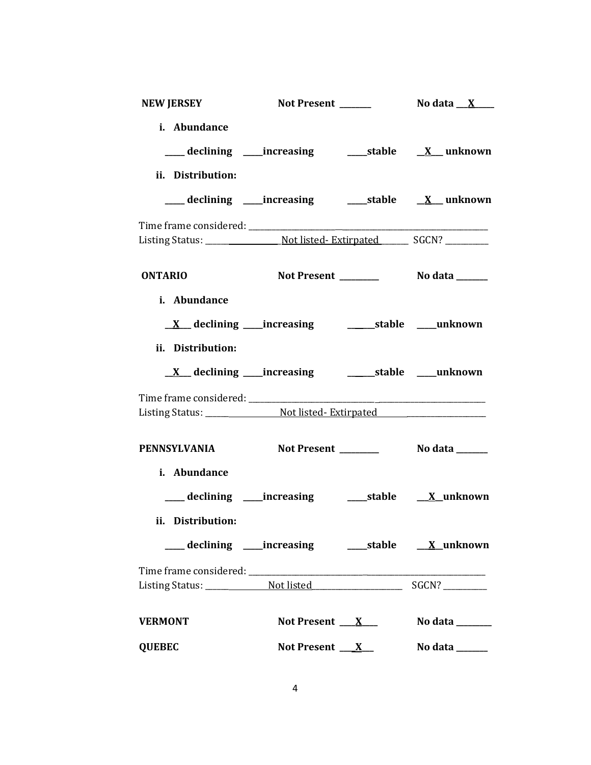**NEW JERSEY** **Not Present** _______ **No data** __X____

i. **Abundance**

____ **declining** ____**increasing** ____**stable** __X__ **unknown**

ii. **Distribution:**

____ **declining** ____**increasing** ____**stable** __X__ **unknown**

Time frame considered: ___________________________________________

Listing Status: ________________ Not listed- Extirpated _______ SGCN? _________

**ONTARIO** **Not Present** ________ **No data** _______

i. **Abundance**

__X__ **declining** ____**increasing** _____**stable** ____**unknown**

ii. **Distribution:**

__X__ **declining** ____**increasing** _____**stable** ____**unknown**

Time frame considered: ___________________________________________

Listing Status: ____________ Not listed- Extirpated ___________________

**PENNSYLVANIA** **Not Present** ________ **No data** _______

i. **Abundance**

____ **declining** ____**increasing** ____**stable** __X__**unknown**

ii. **Distribution:**

____ **declining** ____**increasing** ____**stable** __X__**unknown**

Time frame considered: ___________________________________________

Listing Status: __________ Not listed_____________________ SGCN? _________

**VERMONT** **Not Present** ___X___ **No data** ________

**QUEBEC** **Not Present** ___X___ **No data** _______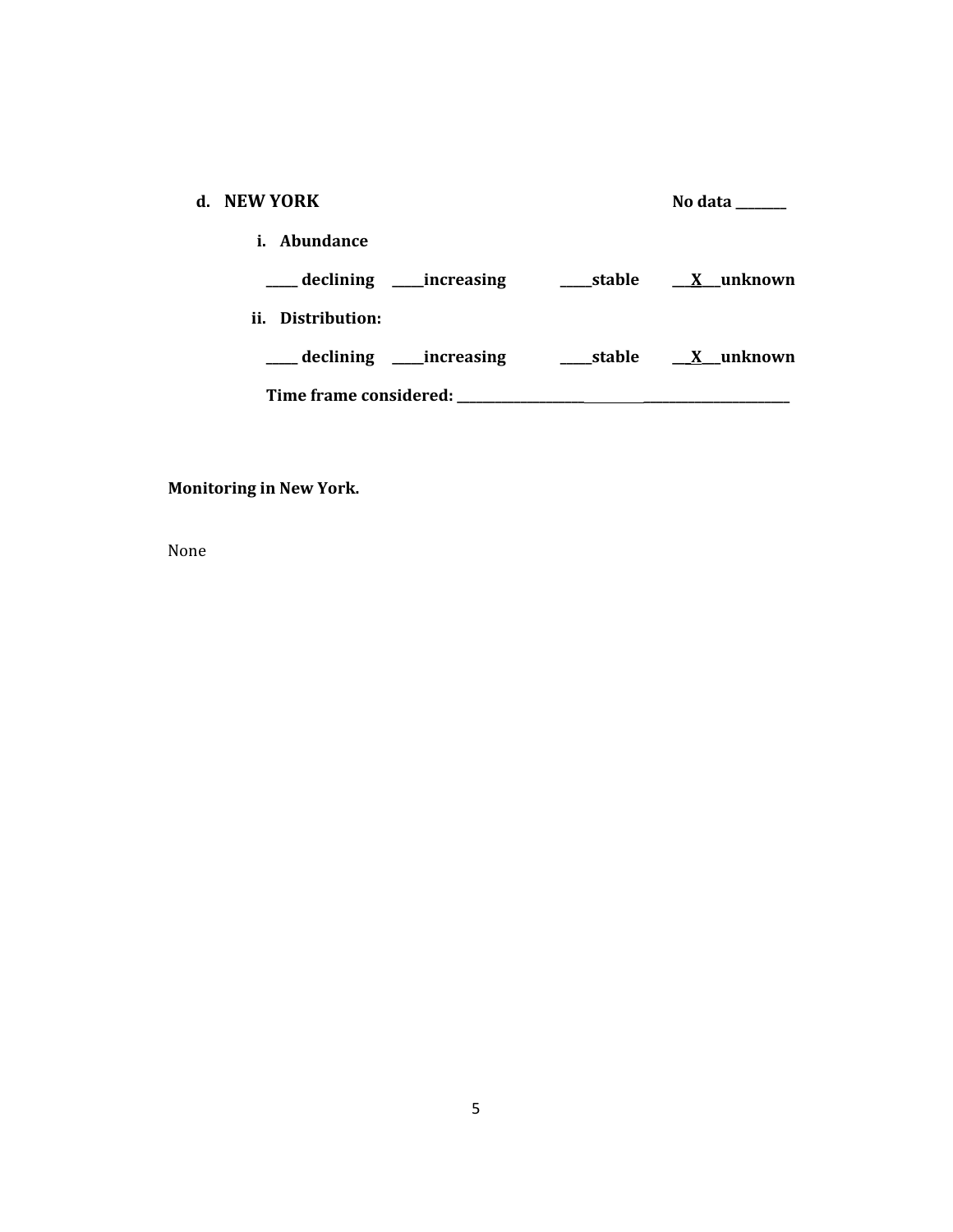**d. NEW YORK** **No data \_\_\_\_\_\_\_\_**

**i. Abundance**

**\_\_\_\_\_ declining \_\_\_\_\_increasing \_\_\_\_\_stable \_\_X\_\_\_unknown**

**ii. Distribution:**

**\_\_\_\_\_ declining \_\_\_\_\_increasing \_\_\_\_\_stable \_\_X\_\_\_unknown**

**Time frame considered: \_\_\_\_\_\_\_\_\_\_\_\_\_\_\_\_\_\_\_\_\_\_\_\_\_\_\_\_\_\_\_\_\_\_\_\_\_\_\_\_\_\_\_\_\_\_\_\_\_\_\_\_**

**Monitoring in New York.**

None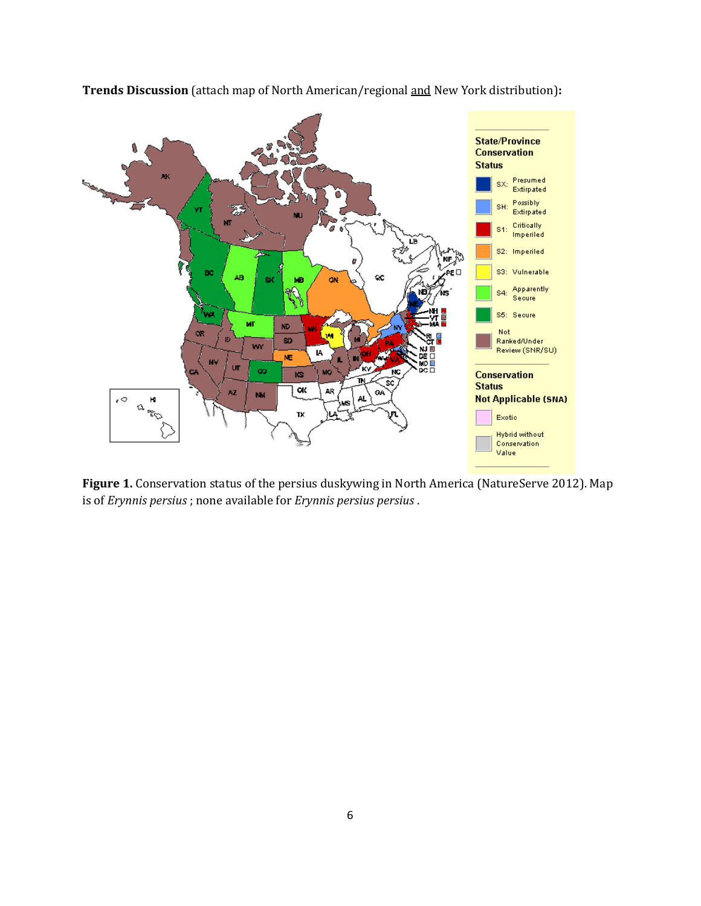**Trends Discussion** (attach map of North American/regional and New York distribution)**:**

**Figure 1.** Conservation status of the persius duskywing in North America (NatureServe 2012). Map is of *Erynnis persius* ; none available for *Erynnis persius persius* .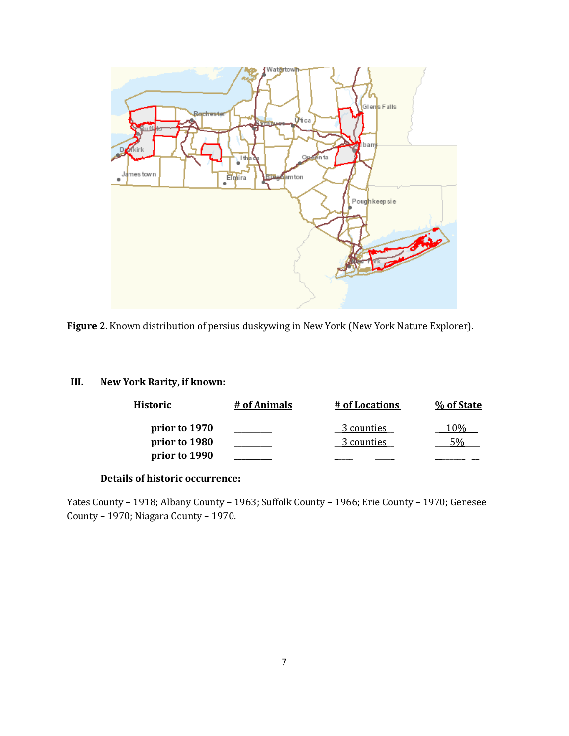**Figure 2**. Known distribution of persius duskywing in New York (New York Nature Explorer).

## III. New York Rarity, if known:

| Historic | # of Animals | # of Locations | % of State |
|---|---|---|---|
| **prior to 1970** | ________ | 3 counties | 10% |
| **prior to 1980** | ________ | 3 counties | 5% |
| **prior to 1990** | ________ | ________ | ________ |

**Details of historic occurrence:**

Yates County – 1918; Albany County – 1963; Suffolk County – 1966; Erie County – 1970; Genesee County – 1970; Niagara County – 1970.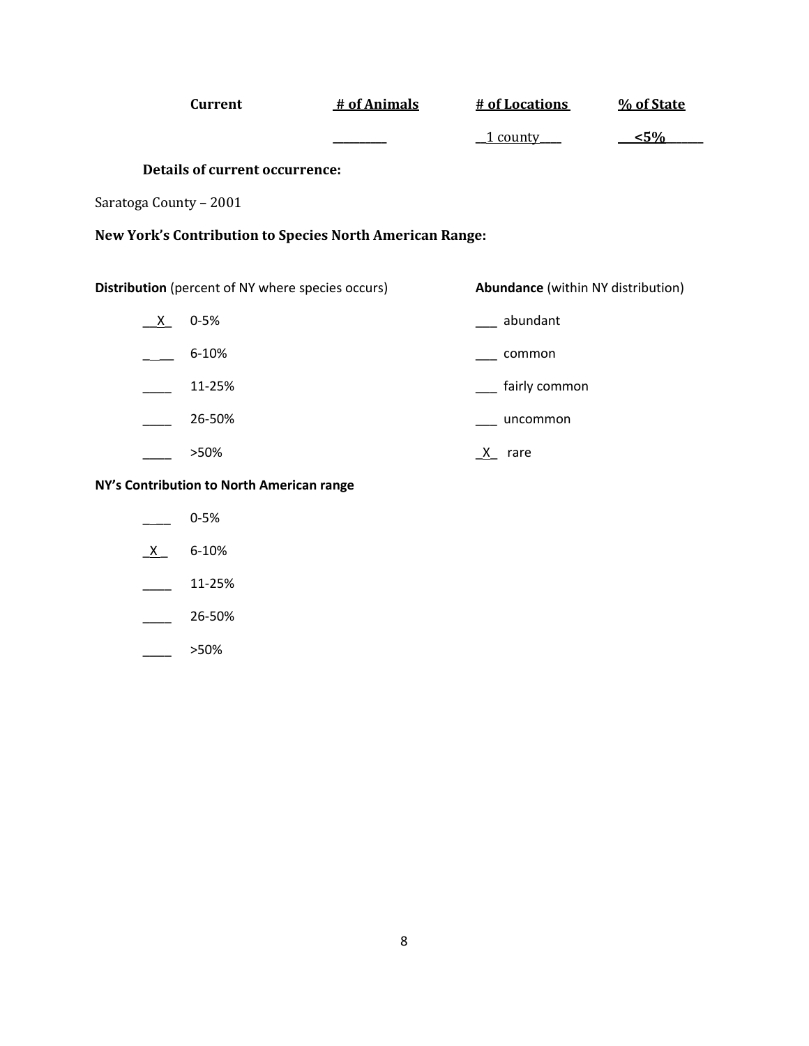| Current | # of Animals | # of Locations | % of State |
|---|---|---|---|
| | ________ | __1 county____ | __<5%______ |

**Details of current occurrence:**

Saratoga County – 2001

**New York's Contribution to Species North American Range:**

**Distribution** (percent of NY where species occurs)

__X_ 0-5%

_ __ 6-10%

____ 11-25%

____ 26-50%

____ >50%

**Abundance** (within NY distribution)

___ abundant

___ common

___ fairly common

___ uncommon

_X_ rare

**NY's Contribution to North American range**

_ __ 0-5%

_X_ 6-10%

____ 11-25%

____ 26-50%

____ >50%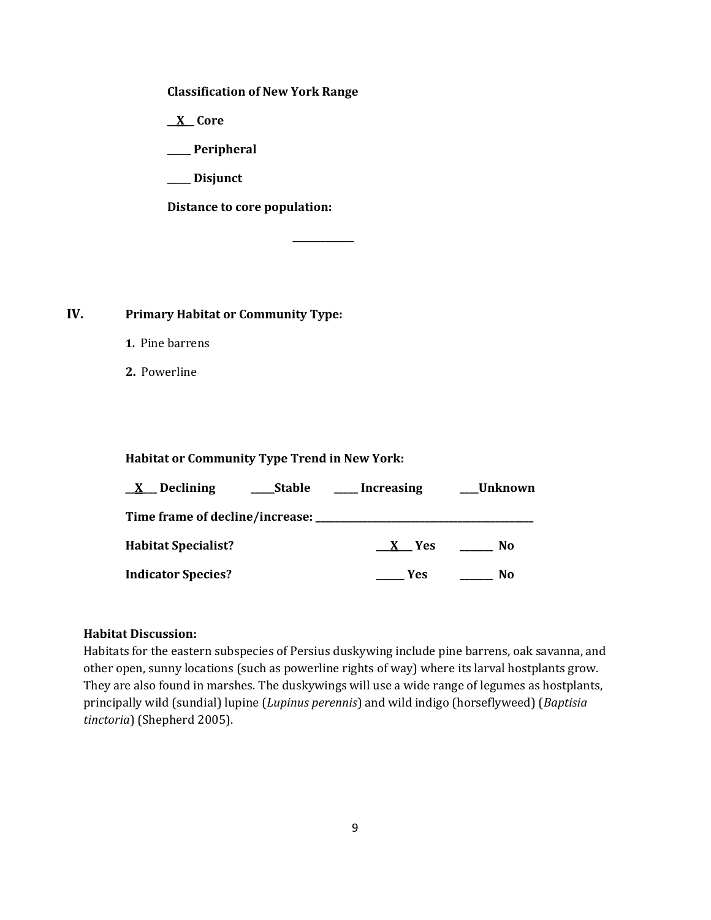**Classification of New York Range**

\_\_X\_\_ **Core**

\_\_\_\_\_ **Peripheral**

\_\_\_\_\_ **Disjunct**

**Distance to core population:**

\_\_\_\_\_\_\_\_\_\_\_\_

## IV. Primary Habitat or Community Type:

1. Pine barrens
2. Powerline

**Habitat or Community Type Trend in New York:**

\_\_X\_\_ **Declining** \_\_\_\_\_**Stable** \_\_\_\_\_ **Increasing** \_\_\_\_**Unknown**

**Time frame of decline/increase:** \_\_\_\_\_\_\_\_\_\_\_\_\_\_\_\_\_\_\_\_\_\_\_\_\_\_\_\_\_\_\_\_\_\_\_\_\_\_\_\_\_\_\_\_

**Habitat Specialist?** \_\_\_X\_\_\_ **Yes** \_\_\_\_\_\_\_ **No**

**Indicator Species?** \_\_\_\_\_\_ **Yes** \_\_\_\_\_\_\_ **No**

**Habitat Discussion:**

Habitats for the eastern subspecies of Persius duskywing include pine barrens, oak savanna, and other open, sunny locations (such as powerline rights of way) where its larval hostplants grow. They are also found in marshes. The duskywings will use a wide range of legumes as hostplants, principally wild (sundial) lupine (*Lupinus perennis*) and wild indigo (horseflyweed) (*Baptisia tinctoria*) (Shepherd 2005).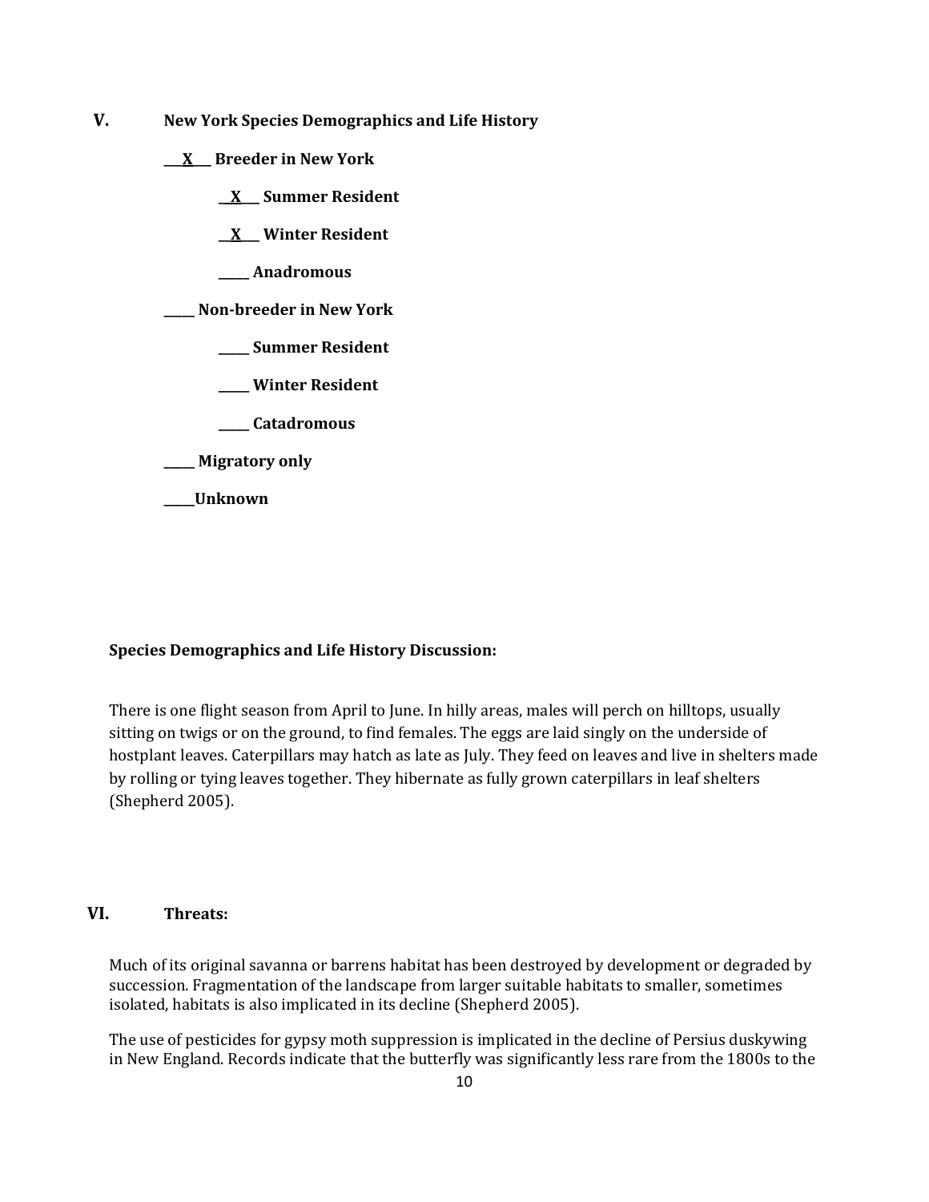## V. New York Species Demographics and Life History

**\_\_X\_\_ Breeder in New York**

- **\_\_X\_\_ Summer Resident**
- **\_\_X\_\_ Winter Resident**
- **\_\_\_\_\_ Anadromous**

**\_\_\_\_\_ Non-breeder in New York**

- **\_\_\_\_\_ Summer Resident**
- **\_\_\_\_\_ Winter Resident**
- **\_\_\_\_\_ Catadromous**

**\_\_\_\_\_ Migratory only**

**\_\_\_\_\_Unknown**

**Species Demographics and Life History Discussion:**

There is one flight season from April to June. In hilly areas, males will perch on hilltops, usually sitting on twigs or on the ground, to find females. The eggs are laid singly on the underside of hostplant leaves. Caterpillars may hatch as late as July. They feed on leaves and live in shelters made by rolling or tying leaves together. They hibernate as fully grown caterpillars in leaf shelters (Shepherd 2005).

## VI. Threats:

Much of its original savanna or barrens habitat has been destroyed by development or degraded by succession. Fragmentation of the landscape from larger suitable habitats to smaller, sometimes isolated, habitats is also implicated in its decline (Shepherd 2005).

The use of pesticides for gypsy moth suppression is implicated in the decline of Persius duskywing in New England. Records indicate that the butterfly was significantly less rare from the 1800s to the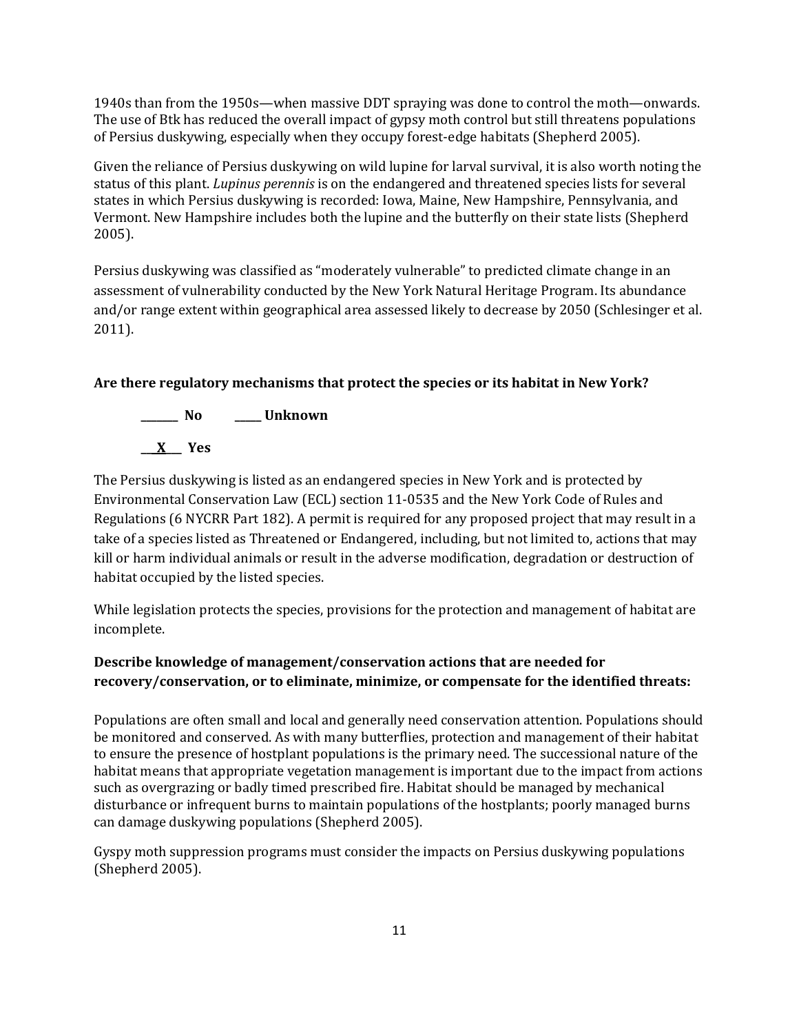1940s than from the 1950s—when massive DDT spraying was done to control the moth—onwards. The use of Btk has reduced the overall impact of gypsy moth control but still threatens populations of Persius duskywing, especially when they occupy forest-edge habitats (Shepherd 2005).

Given the reliance of Persius duskywing on wild lupine for larval survival, it is also worth noting the status of this plant. *Lupinus perennis* is on the endangered and threatened species lists for several states in which Persius duskywing is recorded: Iowa, Maine, New Hampshire, Pennsylvania, and Vermont. New Hampshire includes both the lupine and the butterfly on their state lists (Shepherd 2005).

Persius duskywing was classified as "moderately vulnerable" to predicted climate change in an assessment of vulnerability conducted by the New York Natural Heritage Program. Its abundance and/or range extent within geographical area assessed likely to decrease by 2050 (Schlesinger et al. 2011).

**Are there regulatory mechanisms that protect the species or its habitat in New York?**

**_______ No     _____ Unknown**

**__X___ Yes**

The Persius duskywing is listed as an endangered species in New York and is protected by Environmental Conservation Law (ECL) section 11-0535 and the New York Code of Rules and Regulations (6 NYCRR Part 182). A permit is required for any proposed project that may result in a take of a species listed as Threatened or Endangered, including, but not limited to, actions that may kill or harm individual animals or result in the adverse modification, degradation or destruction of habitat occupied by the listed species.

While legislation protects the species, provisions for the protection and management of habitat are incomplete.

**Describe knowledge of management/conservation actions that are needed for recovery/conservation, or to eliminate, minimize, or compensate for the identified threats:**

Populations are often small and local and generally need conservation attention. Populations should be monitored and conserved. As with many butterflies, protection and management of their habitat to ensure the presence of hostplant populations is the primary need. The successional nature of the habitat means that appropriate vegetation management is important due to the impact from actions such as overgrazing or badly timed prescribed fire. Habitat should be managed by mechanical disturbance or infrequent burns to maintain populations of the hostplants; poorly managed burns can damage duskywing populations (Shepherd 2005).

Gyspy moth suppression programs must consider the impacts on Persius duskywing populations (Shepherd 2005).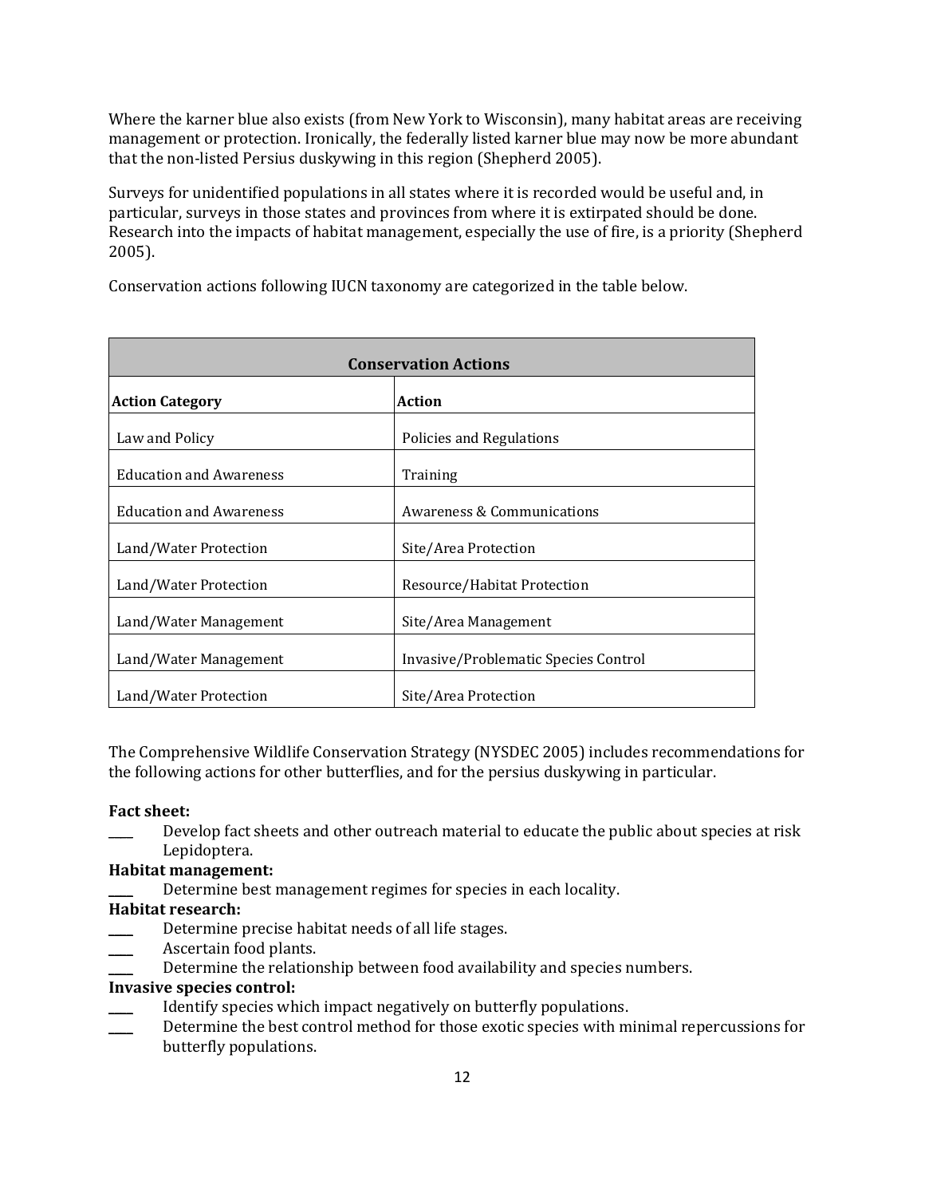Where the karner blue also exists (from New York to Wisconsin), many habitat areas are receiving management or protection. Ironically, the federally listed karner blue may now be more abundant that the non-listed Persius duskywing in this region (Shepherd 2005).

Surveys for unidentified populations in all states where it is recorded would be useful and, in particular, surveys in those states and provinces from where it is extirpated should be done. Research into the impacts of habitat management, especially the use of fire, is a priority (Shepherd 2005).

Conservation actions following IUCN taxonomy are categorized in the table below.

| Conservation Actions | |
|---|---|
| **Action Category** | **Action** |
| Law and Policy | Policies and Regulations |
| Education and Awareness | Training |
| Education and Awareness | Awareness & Communications |
| Land/Water Protection | Site/Area Protection |
| Land/Water Protection | Resource/Habitat Protection |
| Land/Water Management | Site/Area Management |
| Land/Water Management | Invasive/Problematic Species Control |
| Land/Water Protection | Site/Area Protection |

The Comprehensive Wildlife Conservation Strategy (NYSDEC 2005) includes recommendations for the following actions for other butterflies, and for the persius duskywing in particular.

**Fact sheet:**

____ Develop fact sheets and other outreach material to educate the public about species at risk Lepidoptera.

**Habitat management:**

____ Determine best management regimes for species in each locality.

**Habitat research:**

____ Determine precise habitat needs of all life stages.

____ Ascertain food plants.

____ Determine the relationship between food availability and species numbers.

**Invasive species control:**

____ Identify species which impact negatively on butterfly populations.

____ Determine the best control method for those exotic species with minimal repercussions for butterfly populations.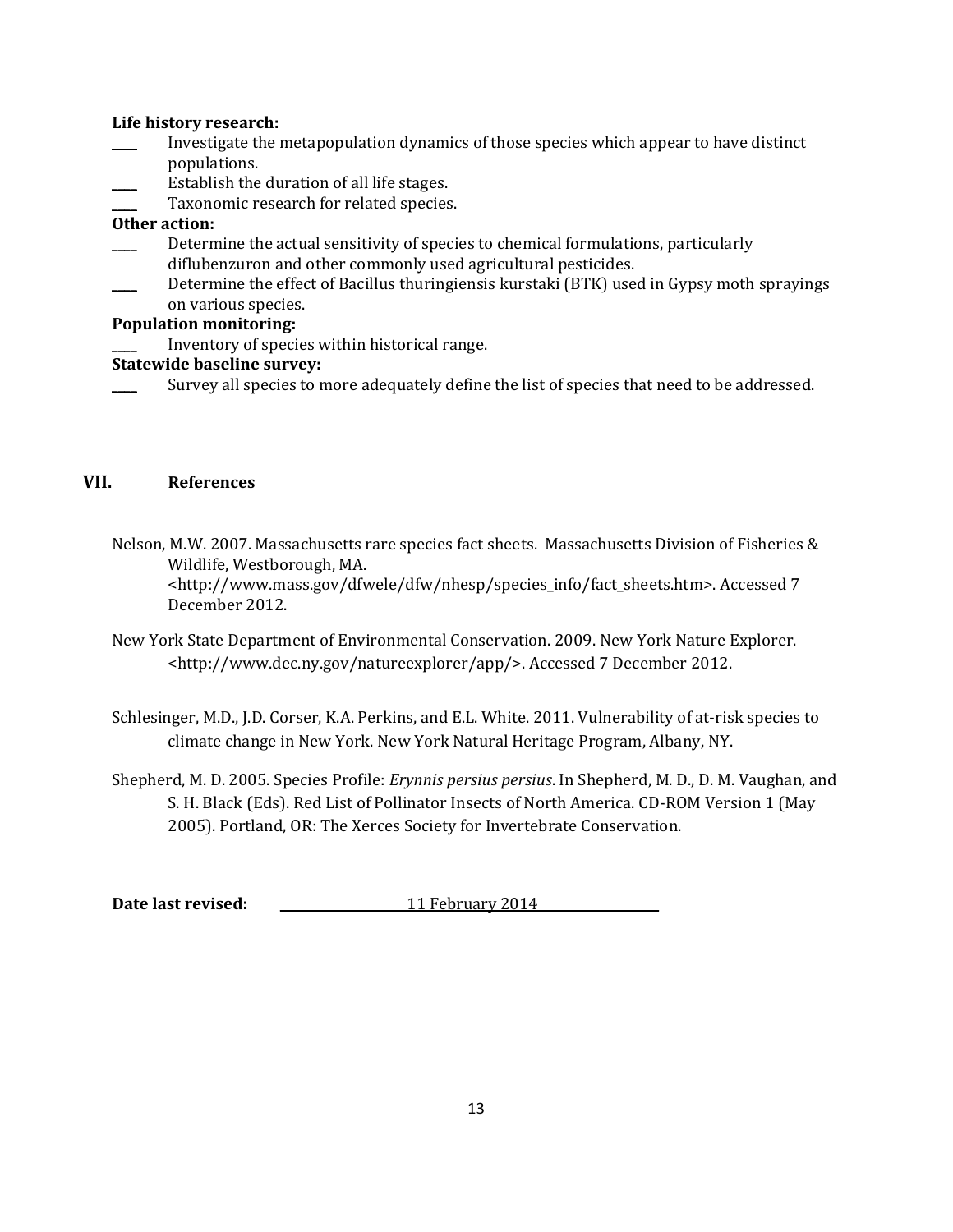**Life history research:**

____ Investigate the metapopulation dynamics of those species which appear to have distinct populations.

____ Establish the duration of all life stages.

____ Taxonomic research for related species.

**Other action:**

____ Determine the actual sensitivity of species to chemical formulations, particularly diflubenzuron and other commonly used agricultural pesticides.

____ Determine the effect of Bacillus thuringiensis kurstaki (BTK) used in Gypsy moth sprayings on various species.

**Population monitoring:**

____ Inventory of species within historical range.

**Statewide baseline survey:**

____ Survey all species to more adequately define the list of species that need to be addressed.

## VII. References

Nelson, M.W. 2007. Massachusetts rare species fact sheets. Massachusetts Division of Fisheries & Wildlife, Westborough, MA. <http://www.mass.gov/dfwele/dfw/nhesp/species_info/fact_sheets.htm>. Accessed 7 December 2012.

New York State Department of Environmental Conservation. 2009. New York Nature Explorer. <http://www.dec.ny.gov/natureexplorer/app/>. Accessed 7 December 2012.

Schlesinger, M.D., J.D. Corser, K.A. Perkins, and E.L. White. 2011. Vulnerability of at-risk species to climate change in New York. New York Natural Heritage Program, Albany, NY.

Shepherd, M. D. 2005. Species Profile: *Erynnis persius persius*. In Shepherd, M. D., D. M. Vaughan, and S. H. Black (Eds). Red List of Pollinator Insects of North America. CD-ROM Version 1 (May 2005). Portland, OR: The Xerces Society for Invertebrate Conservation.

**Date last revised:** 11 February 2014